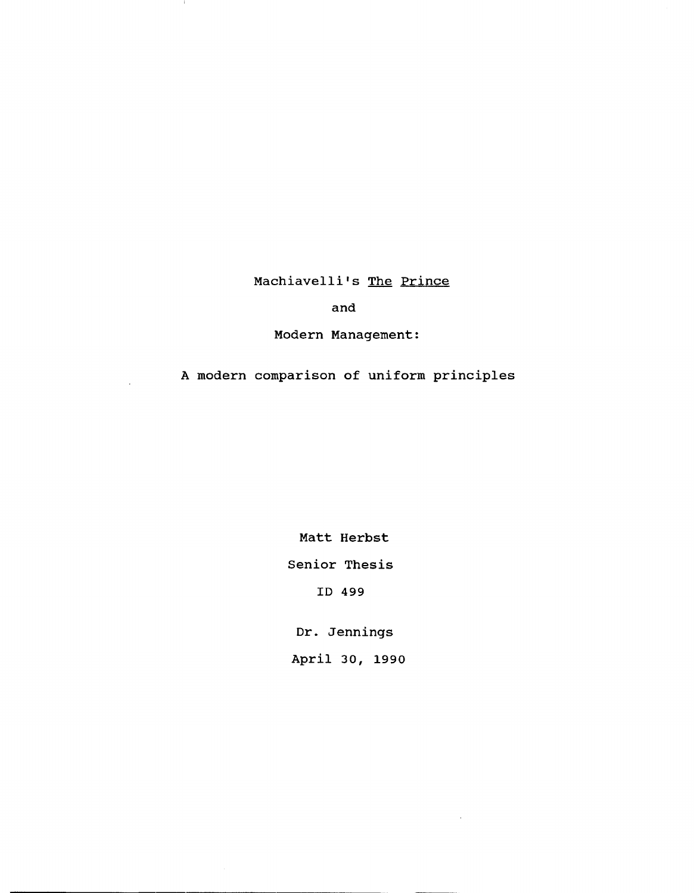# Machiavelli's *The Prince*

# and

# Modern Management:

## A modern comparison of uniform principles

Matt Herbst

Senior Thesis

ID 499

Dr. Jennings

April 30, 1990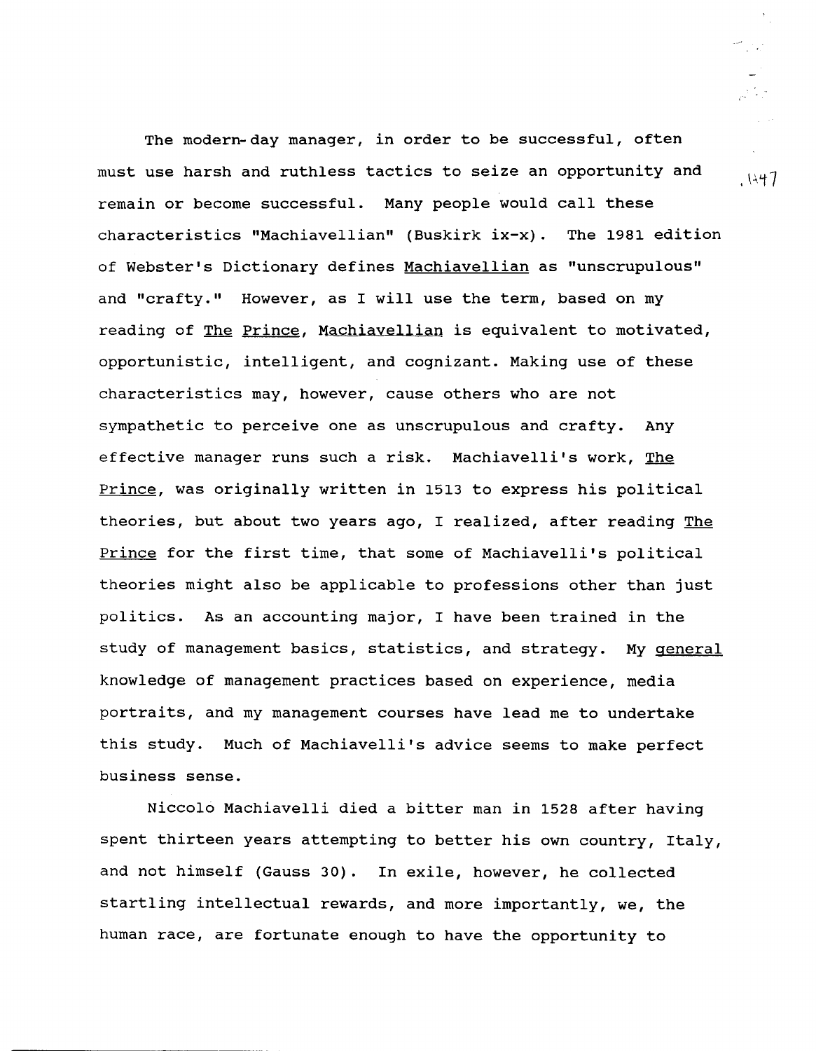The modern-day manager, in order to be successful, often must use harsh and ruthless tactics to seize an opportunity and remain or become successful. Many people would call these characteristics "Machiavellian" (Buskirk ix-x). The 1981 edition of Webster's Dictionary defines Machiavellian as "unscrupulous" and "crafty." However, as I will use the term, based on my reading of The Prince, Machiavellian is equivalent to motivated, opportunistic, intelligent, and cognizant. Making use of these characteristics may, however, cause others who are not sympathetic to perceive one as unscrupulous and crafty. Any effective manager runs such a risk. Machiavelli's work, The Prince, was originally written in 1513 to express his political theories, but about two years ago, I realized, after reading The Prince for the first time, that some of Machiavelli's political theories might also be applicable to professions other than just politics. As an accounting major, I have been trained in the study of management basics, statistics, and strategy. My general knowledge of management practices based on experience, media portraits, and my management courses have lead me to undertake this study. Much of Machiavelli's advice seems to make perfect business sense.

Niccolò Machiavelli died a bitter man in 1528 after having spent thirteen years attempting to better his own country, Italy, and not himself (Gauss 30). In exile, however, he collected startling intellectual rewards, and more importantly, we, the human race, are fortunate enough to have the opportunity to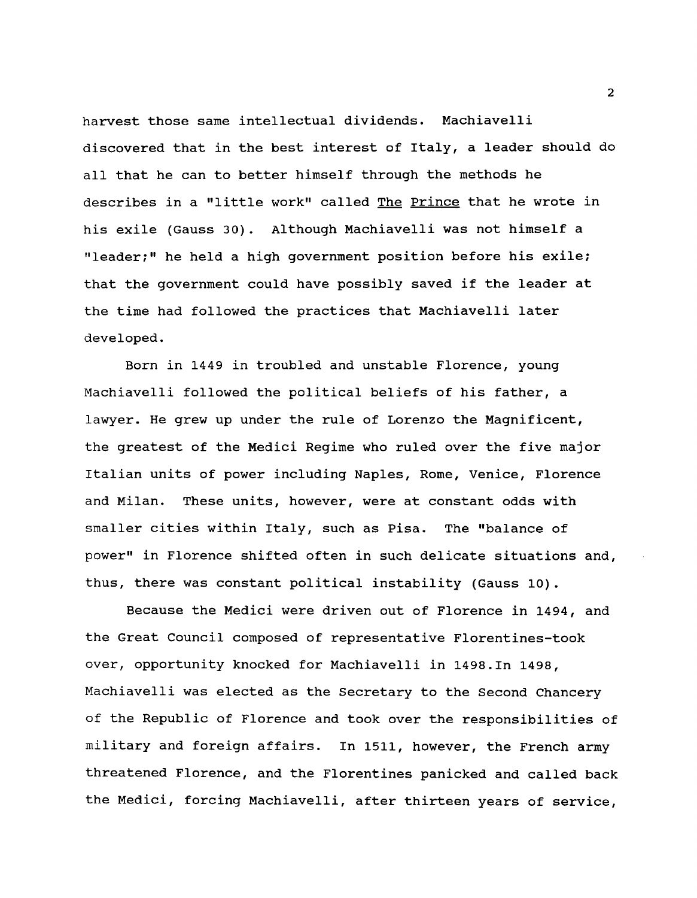harvest those same intellectual dividends. Machiavelli discovered that in the best interest of Italy, a leader should do all that he can to better himself through the methods he describes in a "little work" called The Prince that he wrote in his exile (Gauss 30). Although Machiavelli was not himself a "leader;" he held a high government position before his exile; that the government could have possibly saved if the leader at the time had followed the practices that Machiavelli later developed.

Born in 1449 in troubled and unstable Florence, young Machiavelli followed the political beliefs of his father, a lawyer. He grew up under the rule of Lorenzo the Magnificent, the greatest of the Medici Regime who ruled over the five major Italian units of power including Naples, Rome, Venice, Florence and Milan. These units, however, were at constant odds with smaller cities within Italy, such as Pisa. The "balance of power" in Florence shifted often in such delicate situations and, thus, there was constant political instability (Gauss 10).

Because the Medici were driven out of Florence in 1494, and the Great Council composed of representative Florentines-took over, opportunity knocked for Machiavelli in 1498.In 1498, Machiavelli was elected as the Secretary to the Second Chancery of the Republic of Florence and took over the responsibilities of military and foreign affairs. In 1511, however, the French army threatened Florence, and the Florentines panicked and called back the Medici, forcing Machiavelli, after thirteen years of service,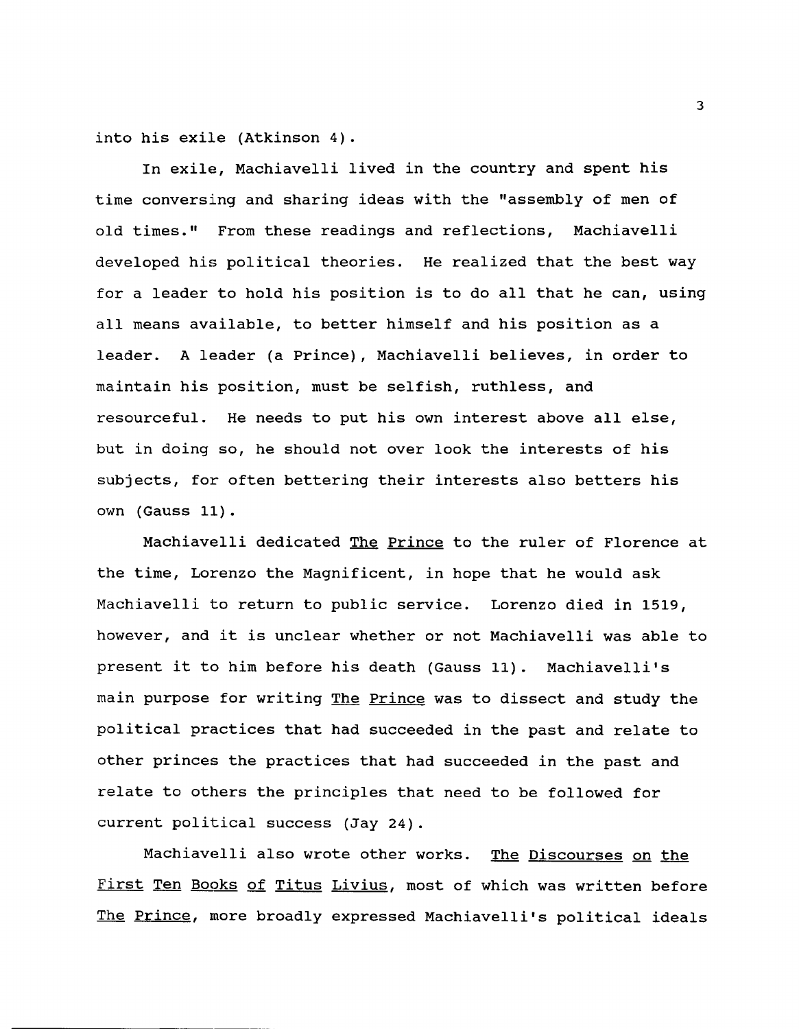into his exile (Atkinson 4).

In exile, Machiavelli lived in the country and spent his time conversing and sharing ideas with the "assembly of men of old times." From these readings and reflections, Machiavelli developed his political theories. He realized that the best way for a leader to hold his position is to do all that he can, using all means available, to better himself and his position as a leader. A leader (a Prince), Machiavelli believes, in order to maintain his position, must be selfish, ruthless, and resourceful. He needs to put his own interest above all else, but in doing so, he should not over look the interests of his subjects, for often bettering their interests also betters his own (Gauss 11).

Machiavelli dedicated The Prince to the ruler of Florence at the time, Lorenzo the Magnificent, in hope that he would ask Machiavelli to return to public service. Lorenzo died in 1519, however, and it is unclear whether or not Machiavelli was able to present it to him before his death (Gauss 11). Machiavelli's main purpose for writing The Prince was to dissect and study the political practices that had succeeded in the past and relate to other princes the practices that had succeeded in the past and relate to others the principles that need to be followed for current political success (Jay 24).

Machiavelli also wrote other works. The Discourses on the First Ten Books of Titus Livius, most of which was written before The Prince, more broadly expressed Machiavelli's political ideals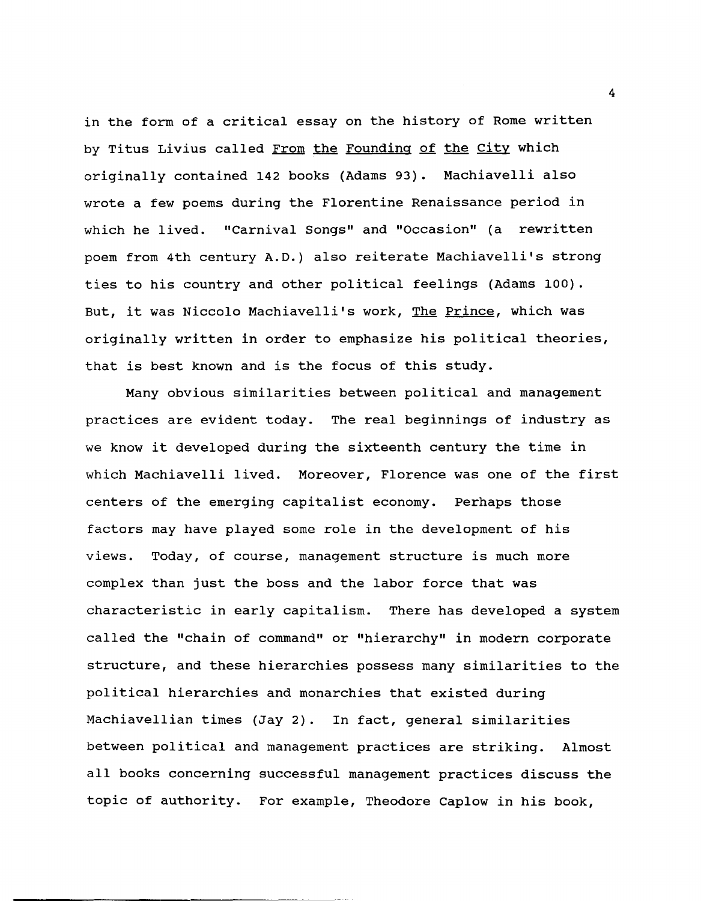in the form of a critical essay on the history of Rome written by Titus Livius called <u>From the Founding of the City</u> which originally contained 142 books (Adams 93). Machiavelli also wrote a few poems during the Florentine Renaissance period in which he lived. "Carnival Songs" and "Occasion" (a rewritten poem from 4th century A.D.) also reiterate Machiavelli's strong ties to his country and other political feelings (Adams 100). But, it was Niccolo Machiavelli's work, <u>The Prince</u>, which was originally written in order to emphasize his political theories, that is best known and is the focus of this study.

Many obvious similarities between political and management practices are evident today. The real beginnings of industry as we know it developed during the sixteenth century the time in which Machiavelli lived. Moreover, Florence was one of the first centers of the emerging capitalist economy. Perhaps those factors may have played some role in the development of his views. Today, of course, management structure is much more complex than just the boss and the labor force that was characteristic in early capitalism. There has developed a system called the "chain of command" or "hierarchy" in modern corporate structure, and these hierarchies possess many similarities to the political hierarchies and monarchies that existed during Machiavellian times (Jay 2). In fact, general similarities between political and management practices are striking. Almost all books concerning successful management practices discuss the topic of authority. For example, Theodore Caplow in his book,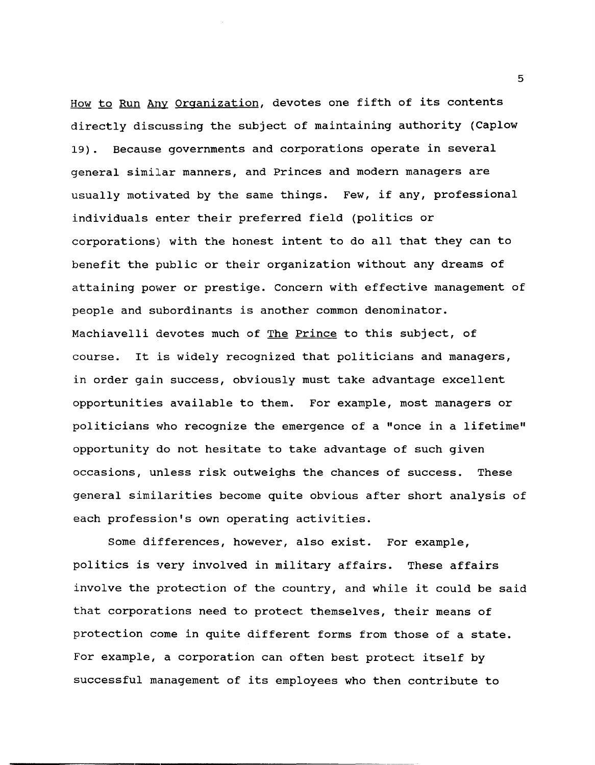How to Run Any Organization, devotes one fifth of its contents directly discussing the subject of maintaining authority (Caplow 19). Because governments and corporations operate in several general similar manners, and Princes and modern managers are usually motivated by the same things. Few, if any, professional individuals enter their preferred field (politics or corporations) with the honest intent to do all that they can to benefit the public or their organization without any dreams of attaining power or prestige. Concern with effective management of people and subordinants is another common denominator. Machiavelli devotes much of The Prince to this subject, of course. It is widely recognized that politicians and managers, in order gain success, obviously must take advantage excellent opportunities available to them. For example, most managers or politicians who recognize the emergence of a "once in a lifetime" opportunity do not hesitate to take advantage of such given occasions, unless risk outweighs the chances of success. These general similarities become quite obvious after short analysis of each profession's own operating activities.

Some differences, however, also exist. For example, politics is very involved in military affairs. These affairs involve the protection of the country, and while it could be said that corporations need to protect themselves, their means of protection come in quite different forms from those of a state. For example, a corporation can often best protect itself by successful management of its employees who then contribute to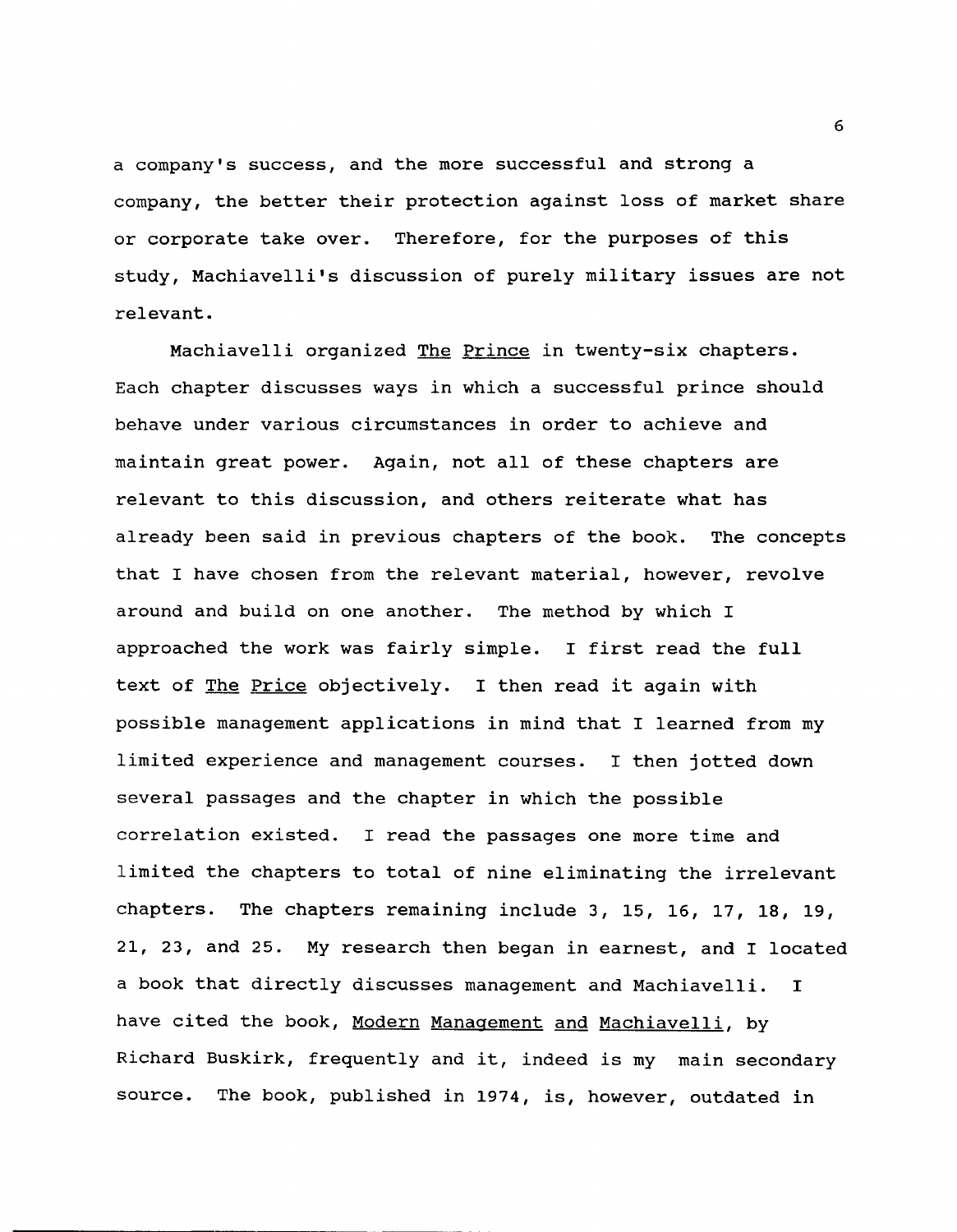a company's success, and the more successful and strong a company, the better their protection against loss of market share or corporate take over. Therefore, for the purposes of this study, Machiavelli's discussion of purely military issues are not relevant.

Machiavelli organized The Prince in twenty-six chapters. Each chapter discusses ways in which a successful prince should behave under various circumstances in order to achieve and maintain great power. Again, not all of these chapters are relevant to this discussion, and others reiterate what has already been said in previous chapters of the book. The concepts that I have chosen from the relevant material, however, revolve around and build on one another. The method by which I approached the work was fairly simple. I first read the full text of The Price objectively. I then read it again with possible management applications in mind that I learned from my limited experience and management courses. I then jotted down several passages and the chapter in which the possible correlation existed. I read the passages one more time and limited the chapters to total of nine eliminating the irrelevant chapters. The chapters remaining include 3, 15, 16, 17, 18, 19, 21, 23, and 25. My research then began in earnest, and I located a book that directly discusses management and Machiavelli. I have cited the book, Modern Management and Machiavelli, by Richard Buskirk, frequently and it, indeed is my main secondary source. The book, published in 1974, is, however, outdated in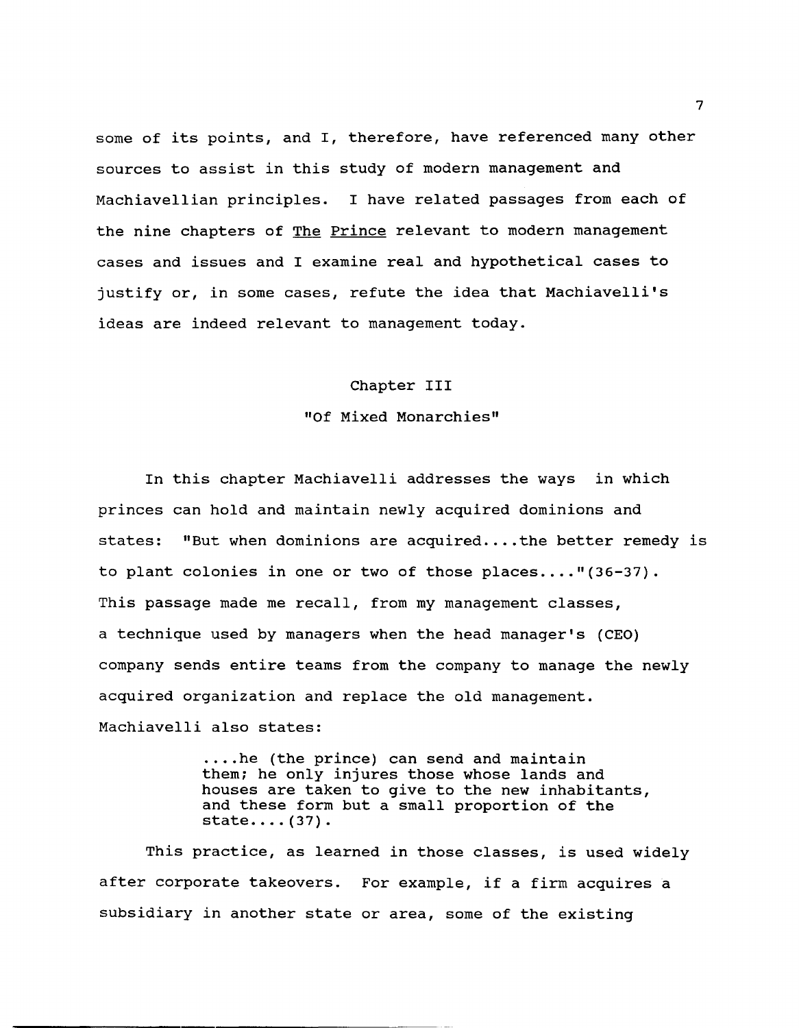some of its points, and I, therefore, have referenced many other sources to assist in this study of modern management and Machiavellian principles. I have related passages from each of the nine chapters of <u>The Prince</u> relevant to modern management cases and issues and I examine real and hypothetical cases to justify or, in some cases, refute the idea that Machiavelli's ideas are indeed relevant to management today.

## Chapter III

### "Of Mixed Monarchies"

In this chapter Machiavelli addresses the ways in which princes can hold and maintain newly acquired dominions and states: "But when dominions are acquired....the better remedy is to plant colonies in one or two of those places...."(36-37). This passage made me recall, from my management classes, a technique used by managers when the head manager's (CEO) company sends entire teams from the company to manage the newly acquired organization and replace the old management. Machiavelli also states:

> ....he (the prince) can send and maintain them; he only injures those whose lands and houses are taken to give to the new inhabitants, and these form but a small proportion of the state....(37).

This practice, as learned in those classes, is used widely after corporate takeovers. For example, if a firm acquires a subsidiary in another state or area, some of the existing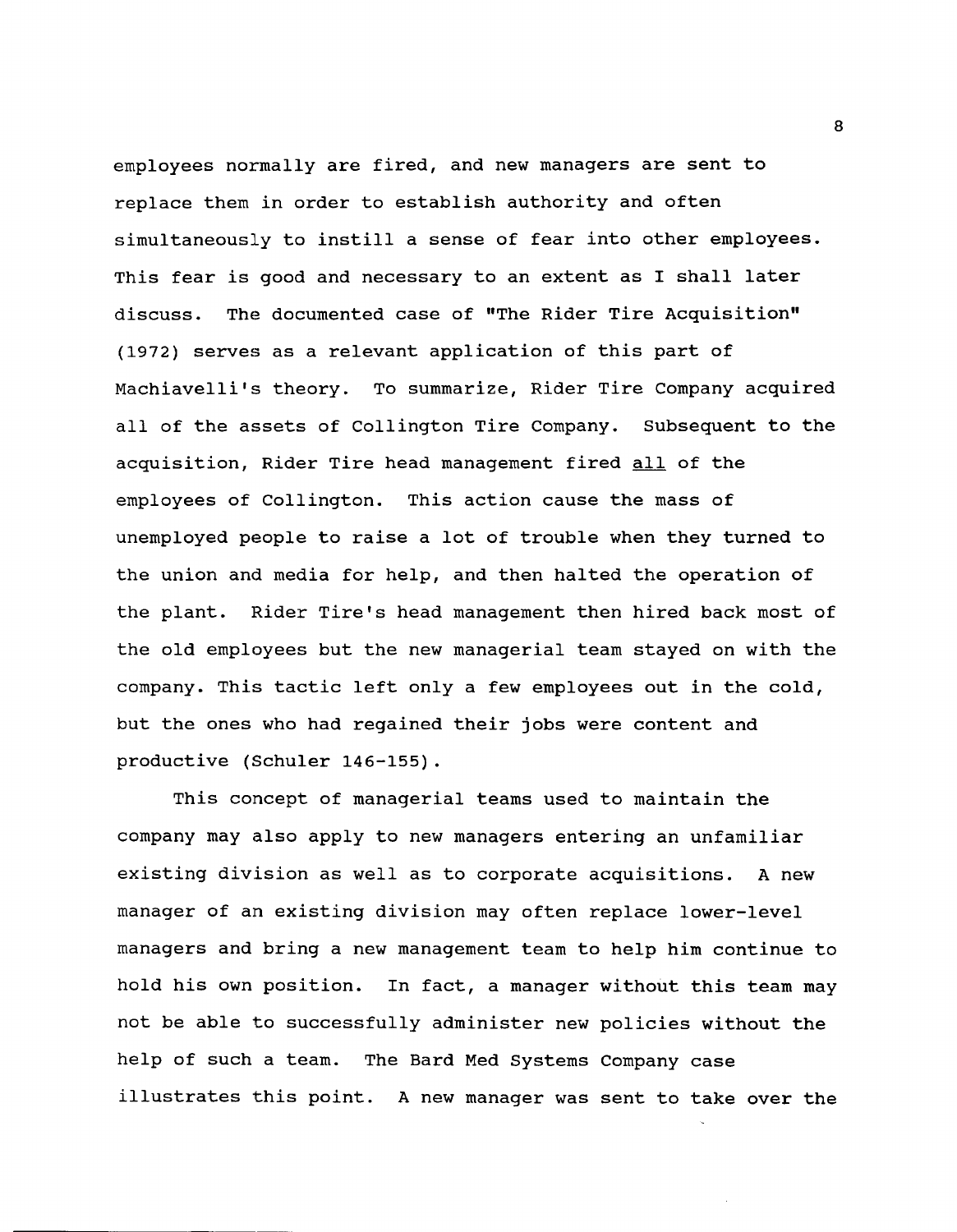employees normally are fired, and new managers are sent to replace them in order to establish authority and often simultaneously to instill a sense of fear into other employees. This fear is good and necessary to an extent as I shall later discuss. The documented case of "The Rider Tire Acquisition" (1972) serves as a relevant application of this part of Machiavelli's theory. To summarize, Rider Tire Company acquired all of the assets of Collington Tire Company. Subsequent to the acquisition, Rider Tire head management fired <u>all</u> of the employees of Collington. This action cause the mass of unemployed people to raise a lot of trouble when they turned to the union and media for help, and then halted the operation of the plant. Rider Tire's head management then hired back most of the old employees but the new managerial team stayed on with the company. This tactic left only a few employees out in the cold, but the ones who had regained their jobs were content and productive (Schuler 146-155).

This concept of managerial teams used to maintain the company may also apply to new managers entering an unfamiliar existing division as well as to corporate acquisitions. A new manager of an existing division may often replace lower-level managers and bring a new management team to help him continue to hold his own position. In fact, a manager without this team may not be able to successfully administer new policies without the help of such a team. The Bard Med Systems Company case illustrates this point. A new manager was sent to take over the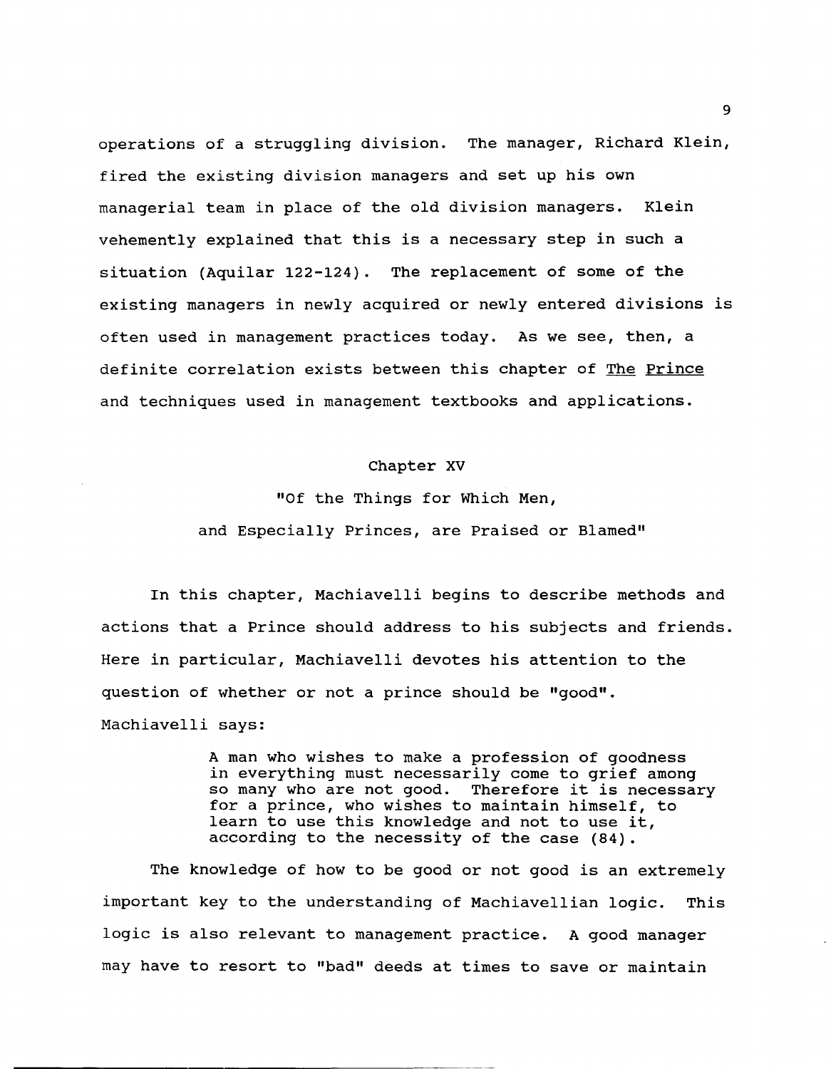operations of a struggling division. The manager, Richard Klein, fired the existing division managers and set up his own managerial team in place of the old division managers. Klein vehemently explained that this is a necessary step in such a situation (Aquilar 122-124). The replacement of some of the existing managers in newly acquired or newly entered divisions is often used in management practices today. As we see, then, a definite correlation exists between this chapter of The Prince and techniques used in management textbooks and applications.

## Chapter XV

### "Of the Things for Which Men, and Especially Princes, are Praised or Blamed"

In this chapter, Machiavelli begins to describe methods and actions that a Prince should address to his subjects and friends. Here in particular, Machiavelli devotes his attention to the question of whether or not a prince should be "good". Machiavelli says:

> A man who wishes to make a profession of goodness in everything must necessarily come to grief among so many who are not good. Therefore it is necessary for a prince, who wishes to maintain himself, to learn to use this knowledge and not to use it, according to the necessity of the case (84).

The knowledge of how to be good or not good is an extremely important key to the understanding of Machiavellian logic. This logic is also relevant to management practice. A good manager may have to resort to "bad" deeds at times to save or maintain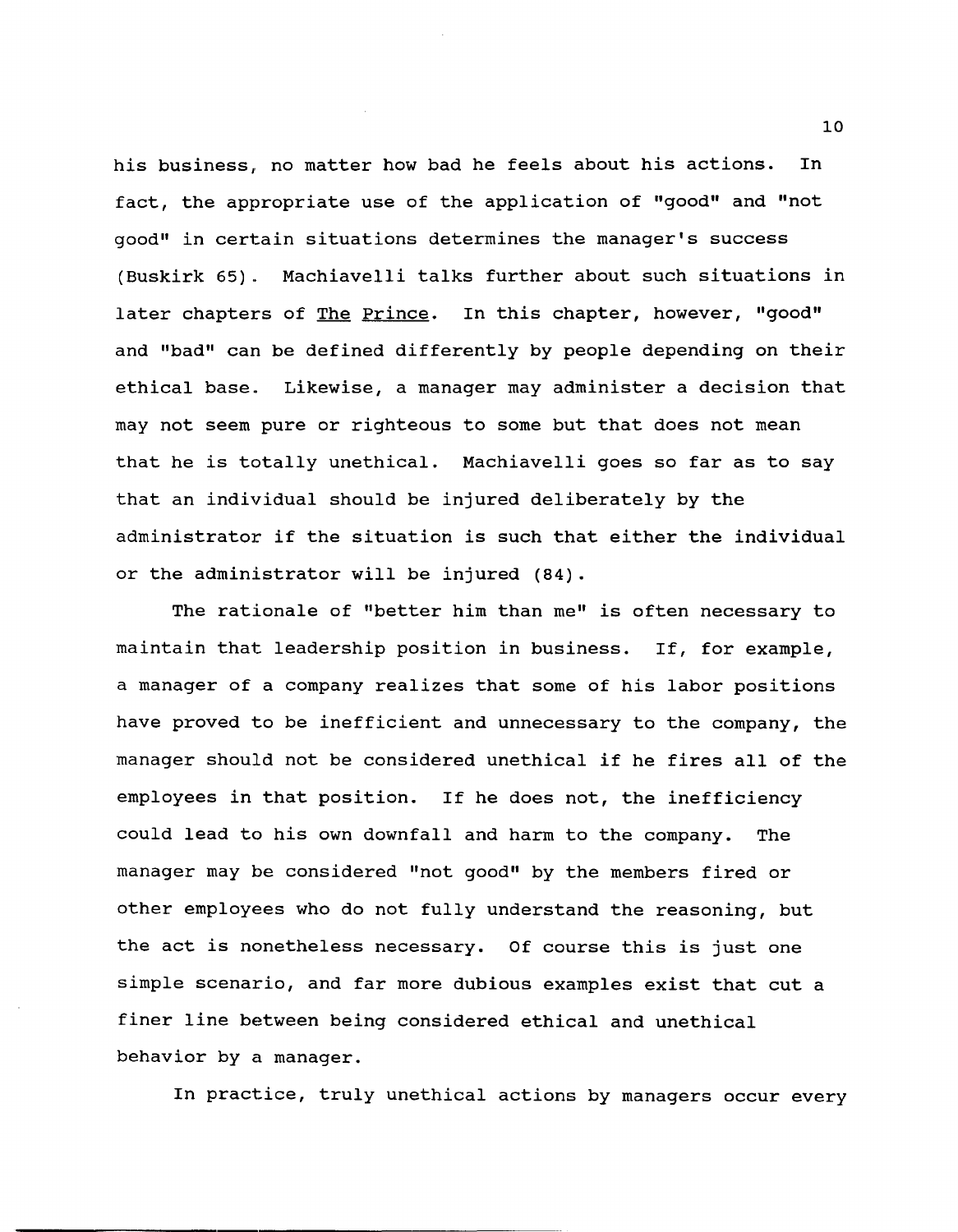his business, no matter how bad he feels about his actions. In fact, the appropriate use of the application of "good" and "not good" in certain situations determines the manager's success (Buskirk 65). Machiavelli talks further about such situations in later chapters of The Prince. In this chapter, however, "good" and "bad" can be defined differently by people depending on their ethical base. Likewise, a manager may administer a decision that may not seem pure or righteous to some but that does not mean that he is totally unethical. Machiavelli goes so far as to say that an individual should be injured deliberately by the administrator if the situation is such that either the individual or the administrator will be injured (84).

The rationale of "better him than me" is often necessary to maintain that leadership position in business. If, for example, a manager of a company realizes that some of his labor positions have proved to be inefficient and unnecessary to the company, the manager should not be considered unethical if he fires all of the employees in that position. If he does not, the inefficiency could lead to his own downfall and harm to the company. The manager may be considered "not good" by the members fired or other employees who do not fully understand the reasoning, but the act is nonetheless necessary. Of course this is just one simple scenario, and far more dubious examples exist that cut a finer line between being considered ethical and unethical behavior by a manager.

In practice, truly unethical actions by managers occur every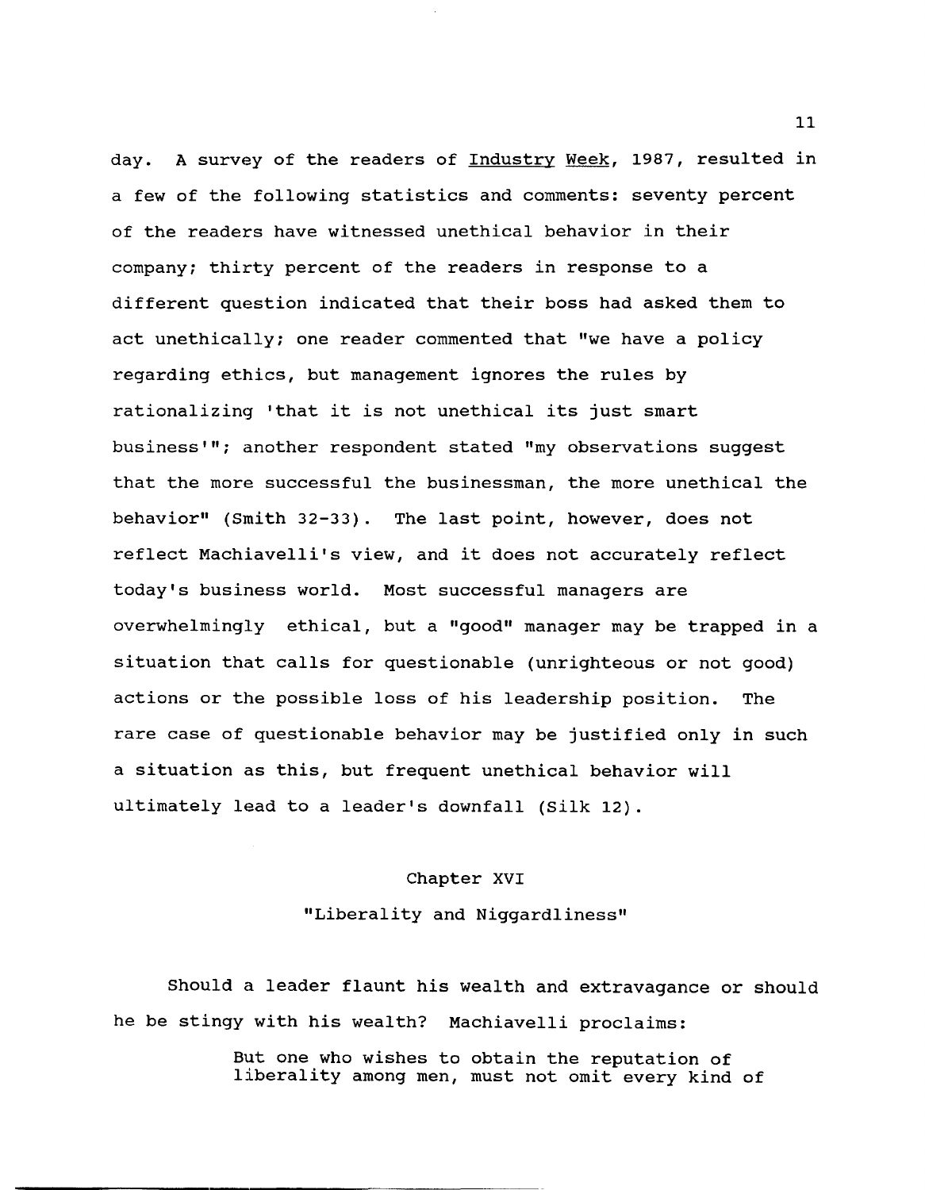day. A survey of the readers of Industry Week, 1987, resulted in a few of the following statistics and comments: seventy percent of the readers have witnessed unethical behavior in their company; thirty percent of the readers in response to a different question indicated that their boss had asked them to act unethically; one reader commented that "we have a policy regarding ethics, but management ignores the rules by rationalizing 'that it is not unethical its just smart business'"; another respondent stated "my observations suggest that the more successful the businessman, the more unethical the behavior" (Smith 32-33). The last point, however, does not reflect Machiavelli's view, and it does not accurately reflect today's business world. Most successful managers are overwhelmingly ethical, but a "good" manager may be trapped in a situation that calls for questionable (unrighteous or not good) actions or the possible loss of his leadership position. The rare case of questionable behavior may be justified only in such a situation as this, but frequent unethical behavior will ultimately lead to a leader's downfall (Silk 12).

## Chapter XVI

## "Liberality and Niggardliness"

Should a leader flaunt his wealth and extravagance or should he be stingy with his wealth? Machiavelli proclaims:

> But one who wishes to obtain the reputation of liberality among men, must not omit every kind of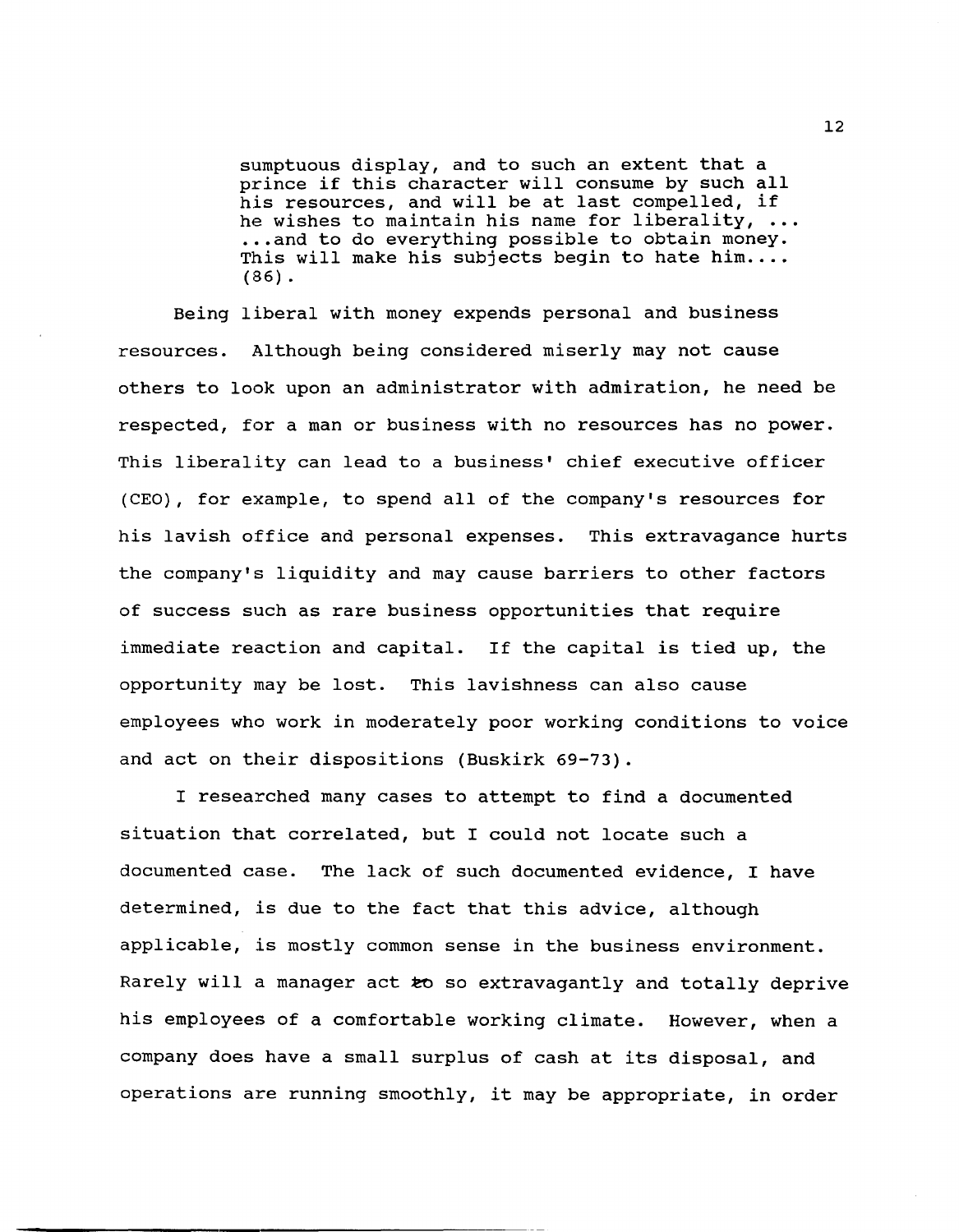> sumptuous display, and to such an extent that a prince if this character will consume by such all his resources, and will be at last compelled, if he wishes to maintain his name for liberality, ... ...and to do everything possible to obtain money. This will make his subjects begin to hate him.... (86).

Being liberal with money expends personal and business resources. Although being considered miserly may not cause others to look upon an administrator with admiration, he need be respected, for a man or business with no resources has no power. This liberality can lead to a business' chief executive officer (CEO), for example, to spend all of the company's resources for his lavish office and personal expenses. This extravagance hurts the company's liquidity and may cause barriers to other factors of success such as rare business opportunities that require immediate reaction and capital. If the capital is tied up, the opportunity may be lost. This lavishness can also cause employees who work in moderately poor working conditions to voice and act on their dispositions (Buskirk 69-73).

I researched many cases to attempt to find a documented situation that correlated, but I could not locate such a documented case. The lack of such documented evidence, I have determined, is due to the fact that this advice, although applicable, is mostly common sense in the business environment. Rarely will a manager act so extravagantly and totally deprive his employees of a comfortable working climate. However, when a company does have a small surplus of cash at its disposal, and operations are running smoothly, it may be appropriate, in order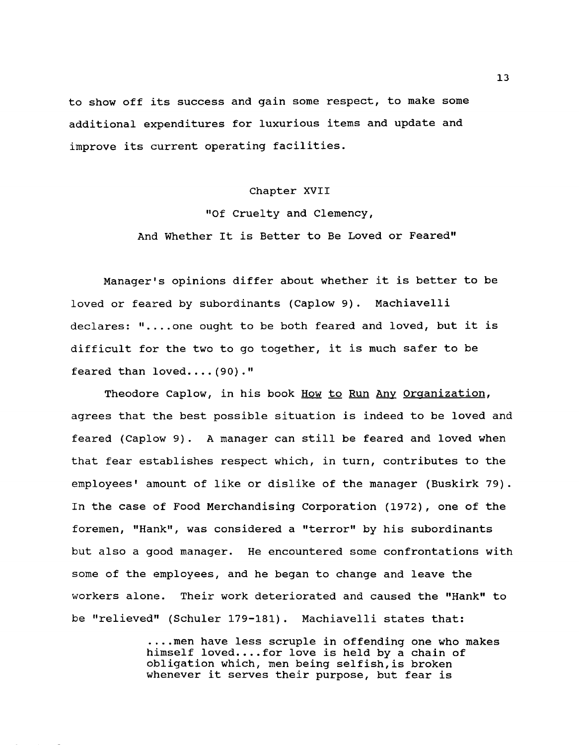to show off its success and gain some respect, to make some additional expenditures for luxurious items and update and improve its current operating facilities.

## Chapter XVII

## "Of Cruelty and Clemency, And Whether It is Better to Be Loved or Feared"

Manager's opinions differ about whether it is better to be loved or feared by subordinants (Caplow 9). Machiavelli declares: "....one ought to be both feared and loved, but it is difficult for the two to go together, it is much safer to be feared than loved....(90)."

Theodore Caplow, in his book How to Run Any Organization, agrees that the best possible situation is indeed to be loved and feared (Caplow 9). A manager can still be feared and loved when that fear establishes respect which, in turn, contributes to the employees' amount of like or dislike of the manager (Buskirk 79). In the case of Food Merchandising Corporation (1972), one of the foremen, "Hank", was considered a "terror" by his subordinants but also a good manager. He encountered some confrontations with some of the employees, and he began to change and leave the workers alone. Their work deteriorated and caused the "Hank" to be "relieved" (Schuler 179-181). Machiavelli states that:

> ....men have less scruple in offending one who makes himself loved....for love is held by a chain of obligation which, men being selfish,is broken whenever it serves their purpose, but fear is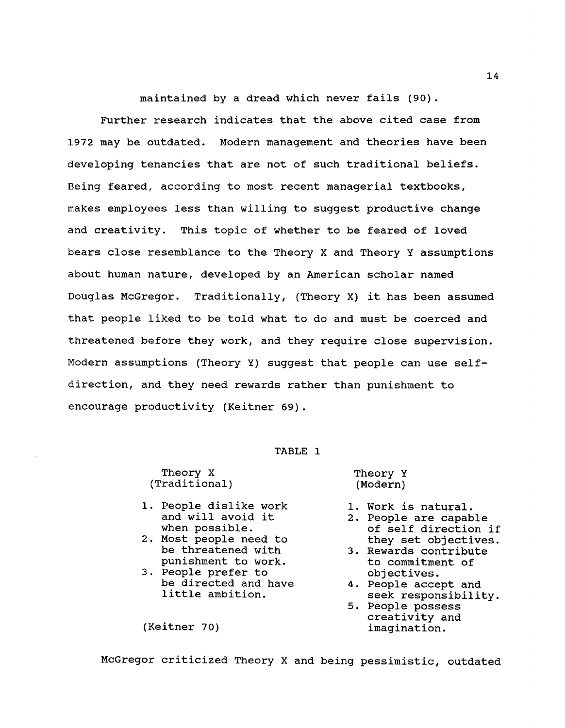maintained by a dread which never fails (90).

Further research indicates that the above cited case from 1972 may be outdated. Modern management and theories have been developing tenancies that are not of such traditional beliefs. Being feared, according to most recent managerial textbooks, makes employees less than willing to suggest productive change and creativity. This topic of whether to be feared of loved bears close resemblance to the Theory X and Theory Y assumptions about human nature, developed by an American scholar named Douglas McGregor. Traditionally, (Theory X) it has been assumed that people liked to be told what to do and must be coerced and threatened before they work, and they require close supervision. Modern assumptions (Theory Y) suggest that people can use self-direction, and they need rewards rather than punishment to encourage productivity (Keitner 69).

TABLE 1

| Theory X (Traditional) | Theory Y (Modern) |
|---|---|
| 1. People dislike work and will avoid it when possible. | 1. Work is natural. |
| 2. Most people need to be threatened with punishment to work. | 2. People are capable of self direction if they set objectives. |
| 3. People prefer to be directed and have little ambition. | 3. Rewards contribute to commitment of objectives. |
| | 4. People accept and seek responsibility. |
| | 5. People possess creativity and imagination. |

(Keitner 70)

McGregor criticized Theory X and being pessimistic, outdated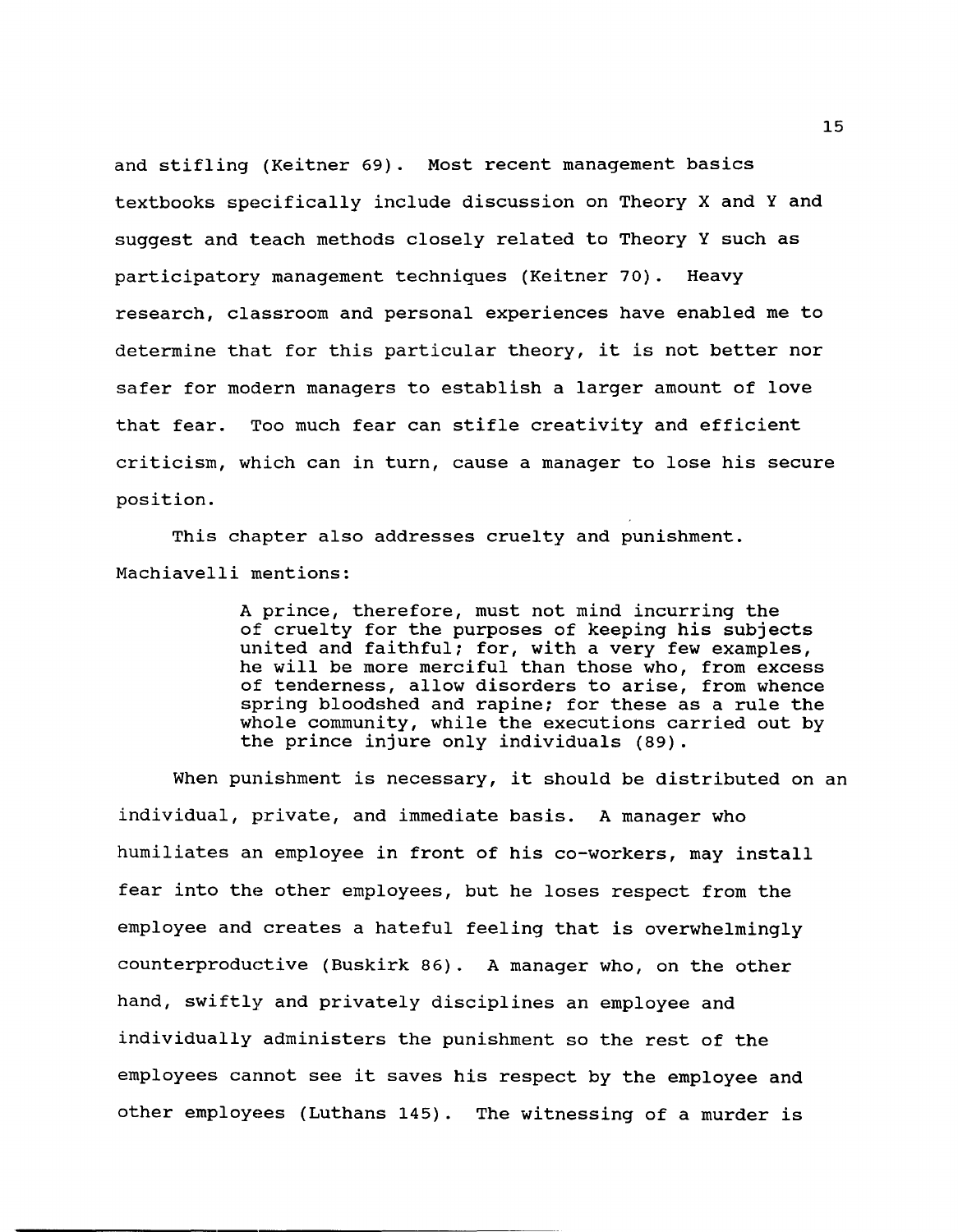and stifling (Keitner 69). Most recent management basics textbooks specifically include discussion on Theory X and Y and suggest and teach methods closely related to Theory Y such as participatory management techniques (Keitner 70). Heavy research, classroom and personal experiences have enabled me to determine that for this particular theory, it is not better nor safer for modern managers to establish a larger amount of love that fear. Too much fear can stifle creativity and efficient criticism, which can in turn, cause a manager to lose his secure position.

This chapter also addresses cruelty and punishment. Machiavelli mentions:

> A prince, therefore, must not mind incurring the of cruelty for the purposes of keeping his subjects united and faithful; for, with a very few examples, he will be more merciful than those who, from excess of tenderness, allow disorders to arise, from whence spring bloodshed and rapine; for these as a rule the whole community, while the executions carried out by the prince injure only individuals (89).

When punishment is necessary, it should be distributed on an individual, private, and immediate basis. A manager who humiliates an employee in front of his co-workers, may install fear into the other employees, but he loses respect from the employee and creates a hateful feeling that is overwhelmingly counterproductive (Buskirk 86). A manager who, on the other hand, swiftly and privately disciplines an employee and individually administers the punishment so the rest of the employees cannot see it saves his respect by the employee and other employees (Luthans 145). The witnessing of a murder is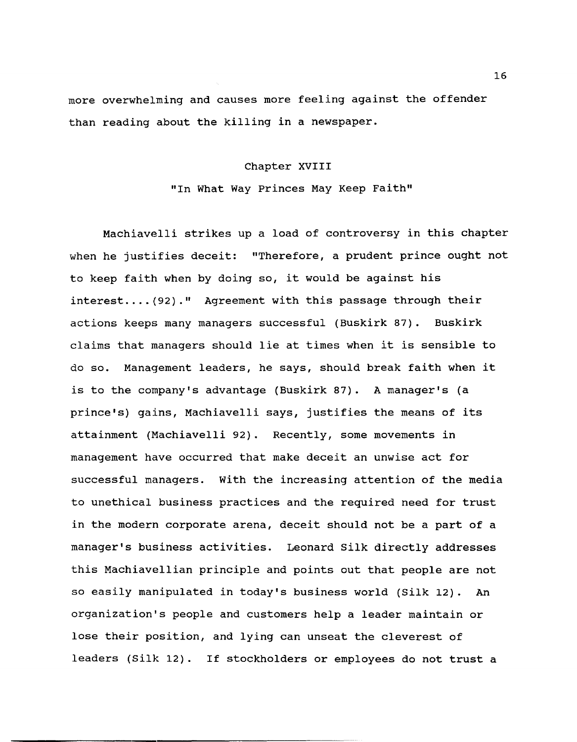more overwhelming and causes more feeling against the offender than reading about the killing in a newspaper.

## Chapter XVIII

### "In What Way Princes May Keep Faith"

Machiavelli strikes up a load of controversy in this chapter when he justifies deceit: "Therefore, a prudent prince ought not to keep faith when by doing so, it would be against his interest....(92)." Agreement with this passage through their actions keeps many managers successful (Buskirk 87). Buskirk claims that managers should lie at times when it is sensible to do so. Management leaders, he says, should break faith when it is to the company's advantage (Buskirk 87). A manager's (a prince's) gains, Machiavelli says, justifies the means of its attainment (Machiavelli 92). Recently, some movements in management have occurred that make deceit an unwise act for successful managers. With the increasing attention of the media to unethical business practices and the required need for trust in the modern corporate arena, deceit should not be a part of a manager's business activities. Leonard Silk directly addresses this Machiavellian principle and points out that people are not so easily manipulated in today's business world (Silk 12). An organization's people and customers help a leader maintain or lose their position, and lying can unseat the cleverest of leaders (Silk 12). If stockholders or employees do not trust a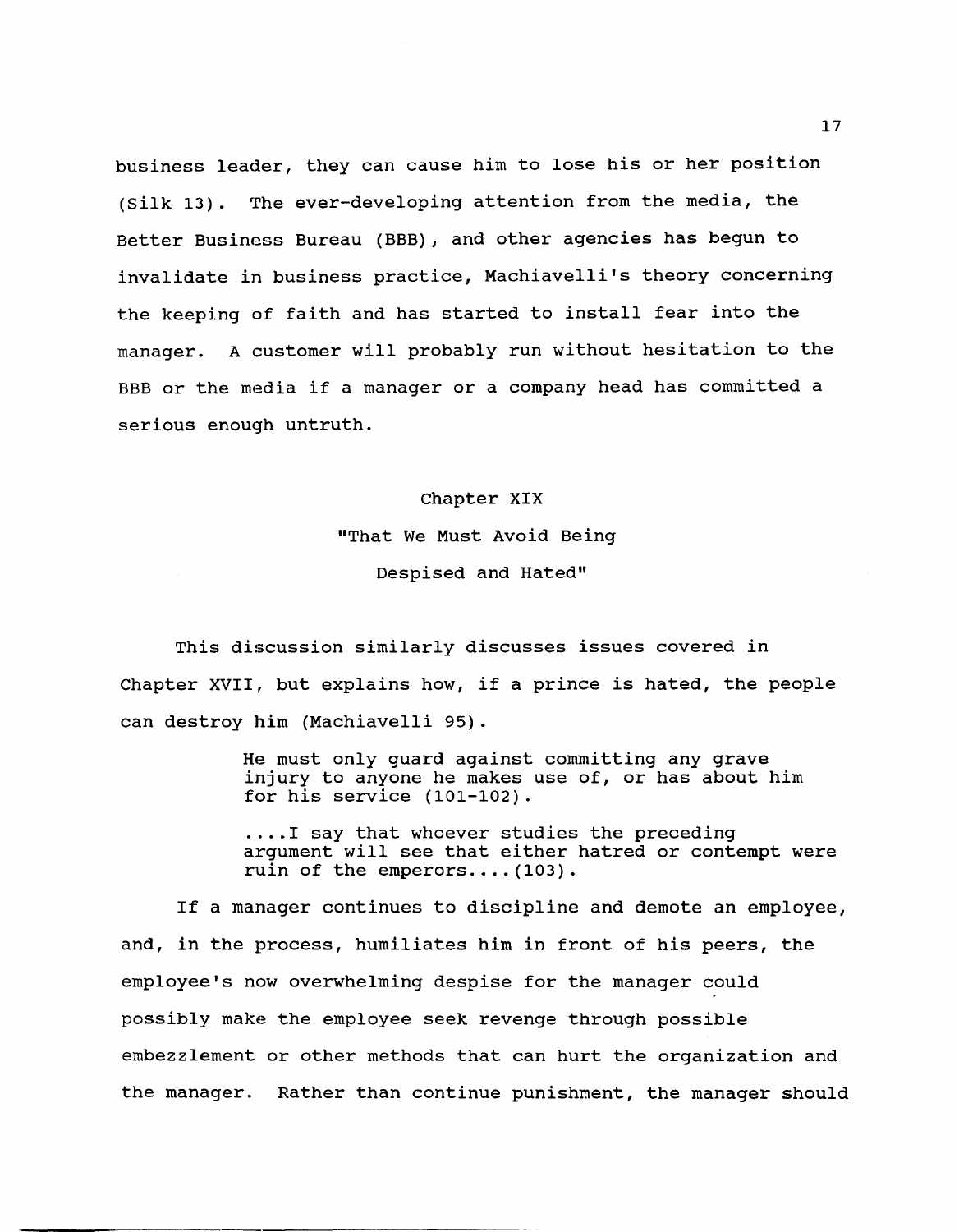business leader, they can cause him to lose his or her position (Silk 13). The ever-developing attention from the media, the Better Business Bureau (BBB), and other agencies has begun to invalidate in business practice, Machiavelli's theory concerning the keeping of faith and has started to install fear into the manager. A customer will probably run without hesitation to the BBB or the media if a manager or a company head has committed a serious enough untruth.

## Chapter XIX
## "That We Must Avoid Being Despised and Hated"

This discussion similarly discusses issues covered in Chapter XVII, but explains how, if a prince is hated, the people can destroy him (Machiavelli 95).

> He must only guard against committing any grave injury to anyone he makes use of, or has about him for his service (101-102).
>
> ....I say that whoever studies the preceding argument will see that either hatred or contempt were ruin of the emperors....(103).

If a manager continues to discipline and demote an employee, and, in the process, humiliates him in front of his peers, the employee's now overwhelming despise for the manager could possibly make the employee seek revenge through possible embezzlement or other methods that can hurt the organization and the manager. Rather than continue punishment, the manager should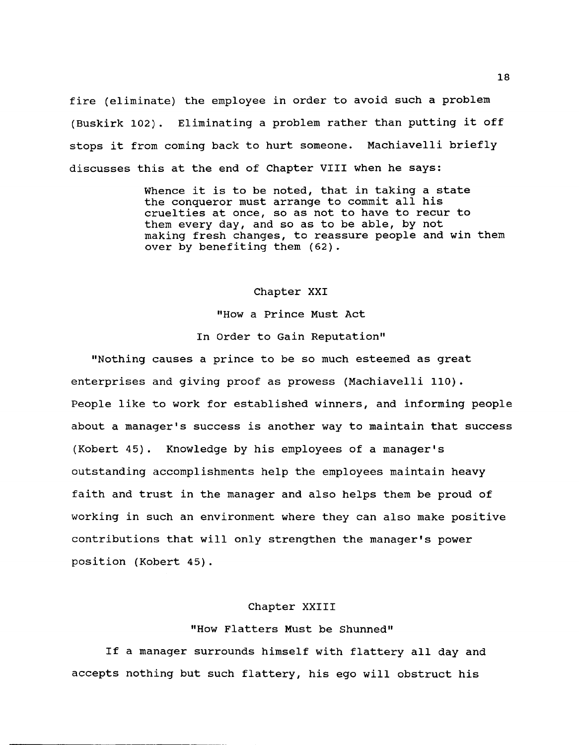fire (eliminate) the employee in order to avoid such a problem (Buskirk 102). Eliminating a problem rather than putting it off stops it from coming back to hurt someone. Machiavelli briefly discusses this at the end of Chapter VIII when he says:

> Whence it is to be noted, that in taking a state the conqueror must arrange to commit all his cruelties at once, so as not to have to recur to them every day, and so as to be able, by not making fresh changes, to reassure people and win them over by benefiting them (62).

## Chapter XXI

## "How a Prince Must Act In Order to Gain Reputation"

"Nothing causes a prince to be so much esteemed as great enterprises and giving proof as prowess (Machiavelli 110). People like to work for established winners, and informing people about a manager's success is another way to maintain that success (Kobert 45). Knowledge by his employees of a manager's outstanding accomplishments help the employees maintain heavy faith and trust in the manager and also helps them be proud of working in such an environment where they can also make positive contributions that will only strengthen the manager's power position (Kobert 45).

## Chapter XXIII

## "How Flatters Must be Shunned"

If a manager surrounds himself with flattery all day and accepts nothing but such flattery, his ego will obstruct his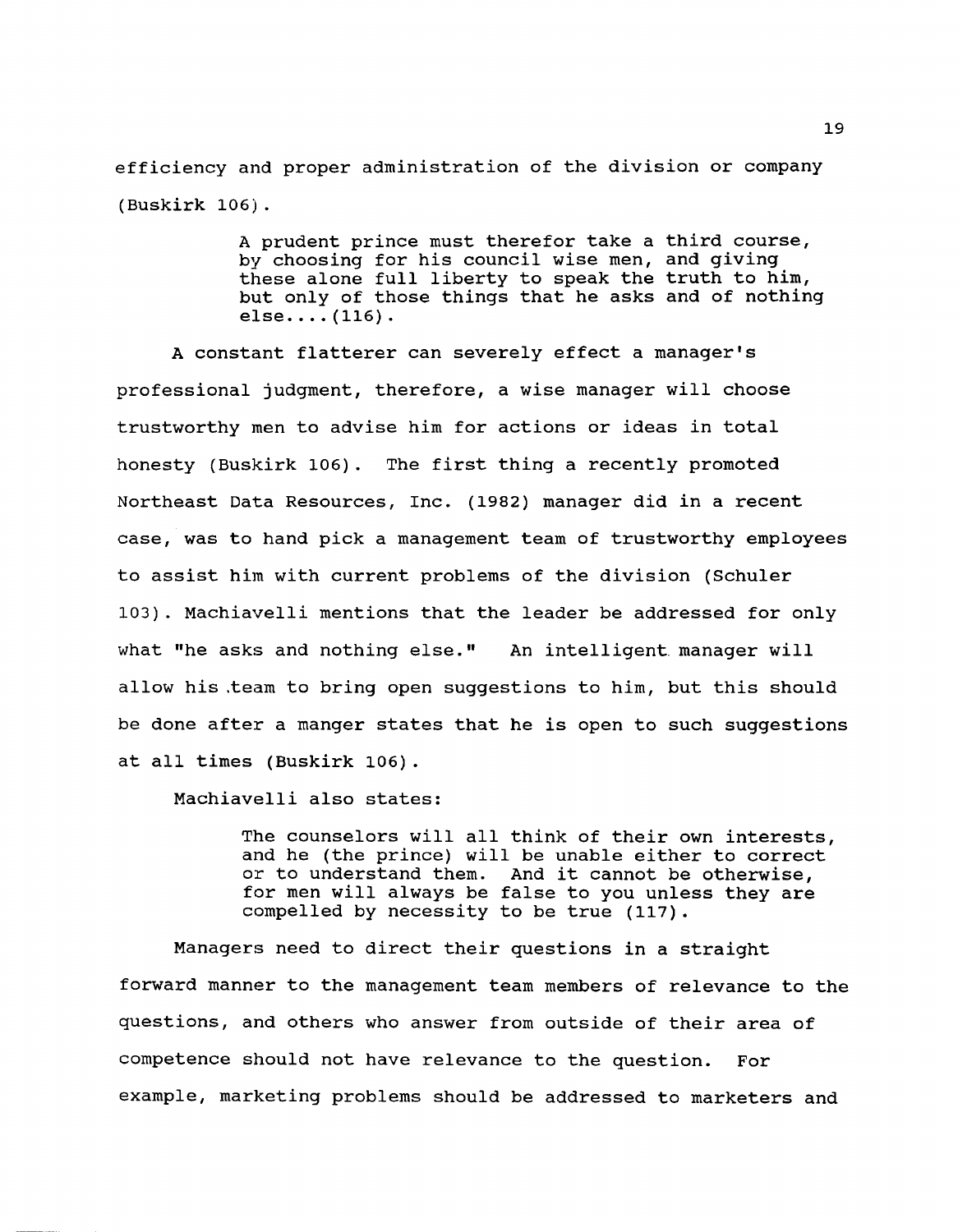efficiency and proper administration of the division or company (Buskirk 106).

> A prudent prince must therefor take a third course, by choosing for his council wise men, and giving these alone full liberty to speak the truth to him, but only of those things that he asks and of nothing else....(116).

A constant flatterer can severely effect a manager's professional judgment, therefore, a wise manager will choose trustworthy men to advise him for actions or ideas in total honesty (Buskirk 106). The first thing a recently promoted Northeast Data Resources, Inc. (1982) manager did in a recent case, was to hand pick a management team of trustworthy employees to assist him with current problems of the division (Schuler 103). Machiavelli mentions that the leader be addressed for only what "he asks and nothing else." An intelligent manager will allow his team to bring open suggestions to him, but this should be done after a manger states that he is open to such suggestions at all times (Buskirk 106).

Machiavelli also states:

> The counselors will all think of their own interests, and he (the prince) will be unable either to correct or to understand them. And it cannot be otherwise, for men will always be false to you unless they are compelled by necessity to be true (117).

Managers need to direct their questions in a straight forward manner to the management team members of relevance to the questions, and others who answer from outside of their area of competence should not have relevance to the question. For example, marketing problems should be addressed to marketers and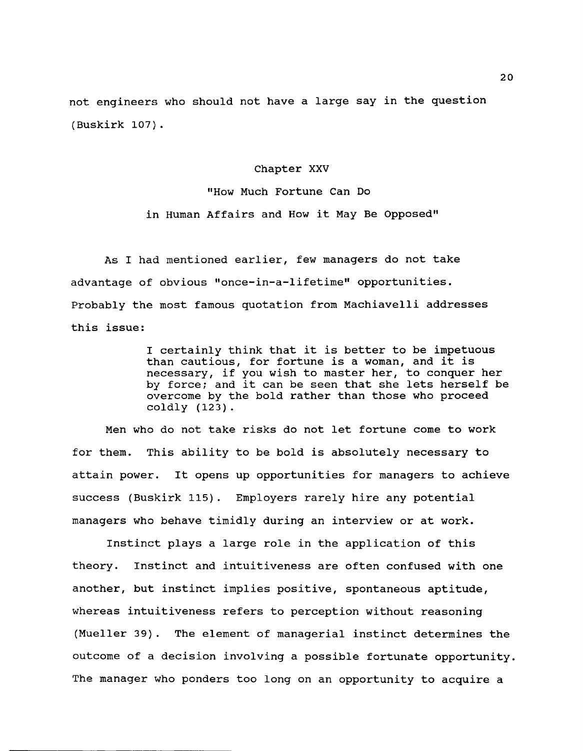not engineers who should not have a large say in the question (Buskirk 107).

## Chapter XXV

## "How Much Fortune Can Do in Human Affairs and How it May Be Opposed"

As I had mentioned earlier, few managers do not take advantage of obvious "once-in-a-lifetime" opportunities. Probably the most famous quotation from Machiavelli addresses this issue:

> I certainly think that it is better to be impetuous than cautious, for fortune is a woman, and it is necessary, if you wish to master her, to conquer her by force; and it can be seen that she lets herself be overcome by the bold rather than those who proceed coldly (123).

Men who do not take risks do not let fortune come to work for them. This ability to be bold is absolutely necessary to attain power. It opens up opportunities for managers to achieve success (Buskirk 115). Employers rarely hire any potential managers who behave timidly during an interview or at work.

Instinct plays a large role in the application of this theory. Instinct and intuitiveness are often confused with one another, but instinct implies positive, spontaneous aptitude, whereas intuitiveness refers to perception without reasoning (Mueller 39). The element of managerial instinct determines the outcome of a decision involving a possible fortunate opportunity. The manager who ponders too long on an opportunity to acquire a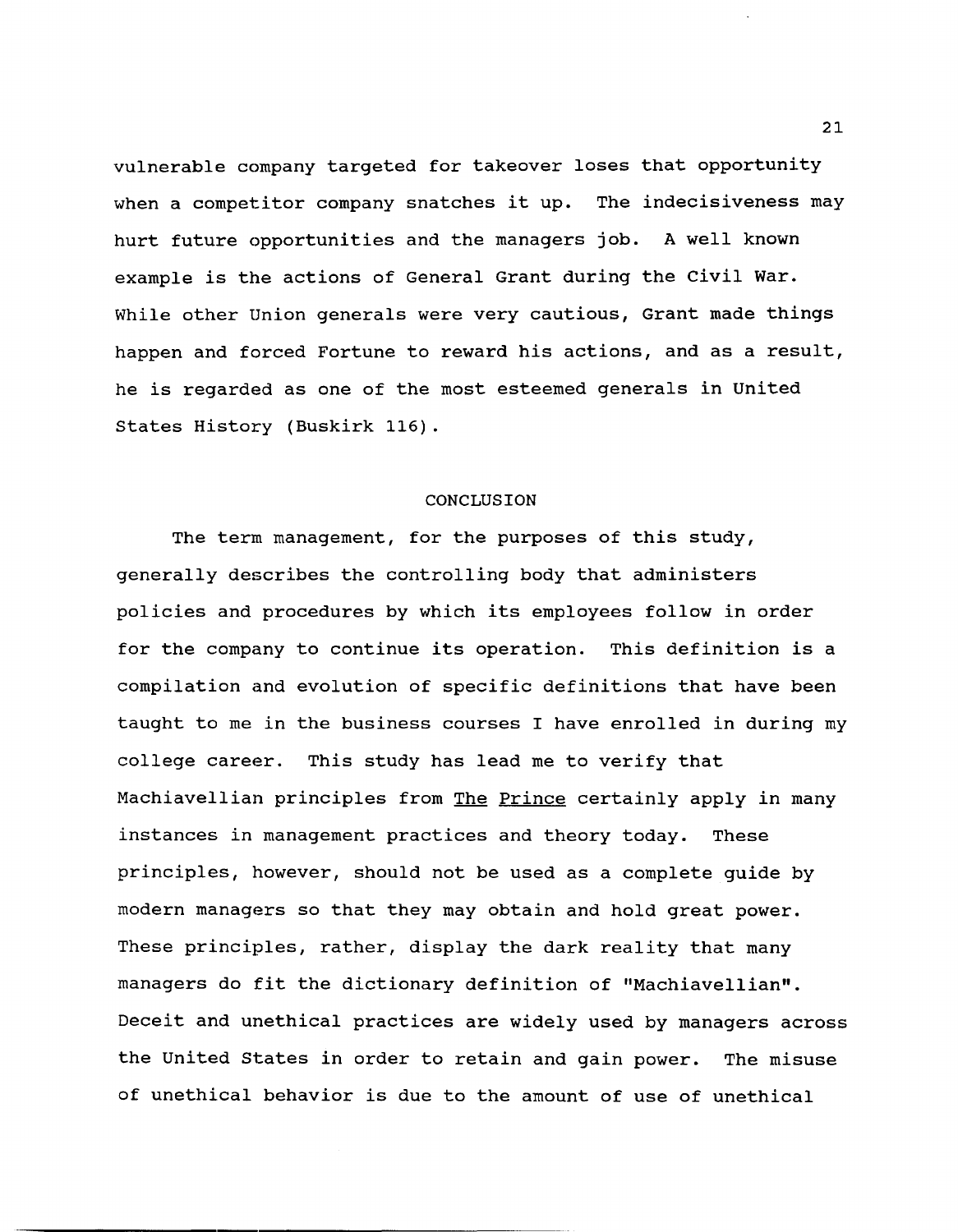vulnerable company targeted for takeover loses that opportunity when a competitor company snatches it up. The indecisiveness may hurt future opportunities and the managers job. A well known example is the actions of General Grant during the Civil War. While other Union generals were very cautious, Grant made things happen and forced Fortune to reward his actions, and as a result, he is regarded as one of the most esteemed generals in United States History (Buskirk 116).

## CONCLUSION

The term management, for the purposes of this study, generally describes the controlling body that administers policies and procedures by which its employees follow in order for the company to continue its operation. This definition is a compilation and evolution of specific definitions that have been taught to me in the business courses I have enrolled in during my college career. This study has lead me to verify that Machiavellian principles from The Prince certainly apply in many instances in management practices and theory today. These principles, however, should not be used as a complete guide by modern managers so that they may obtain and hold great power. These principles, rather, display the dark reality that many managers do fit the dictionary definition of "Machiavellian". Deceit and unethical practices are widely used by managers across the United States in order to retain and gain power. The misuse of unethical behavior is due to the amount of use of unethical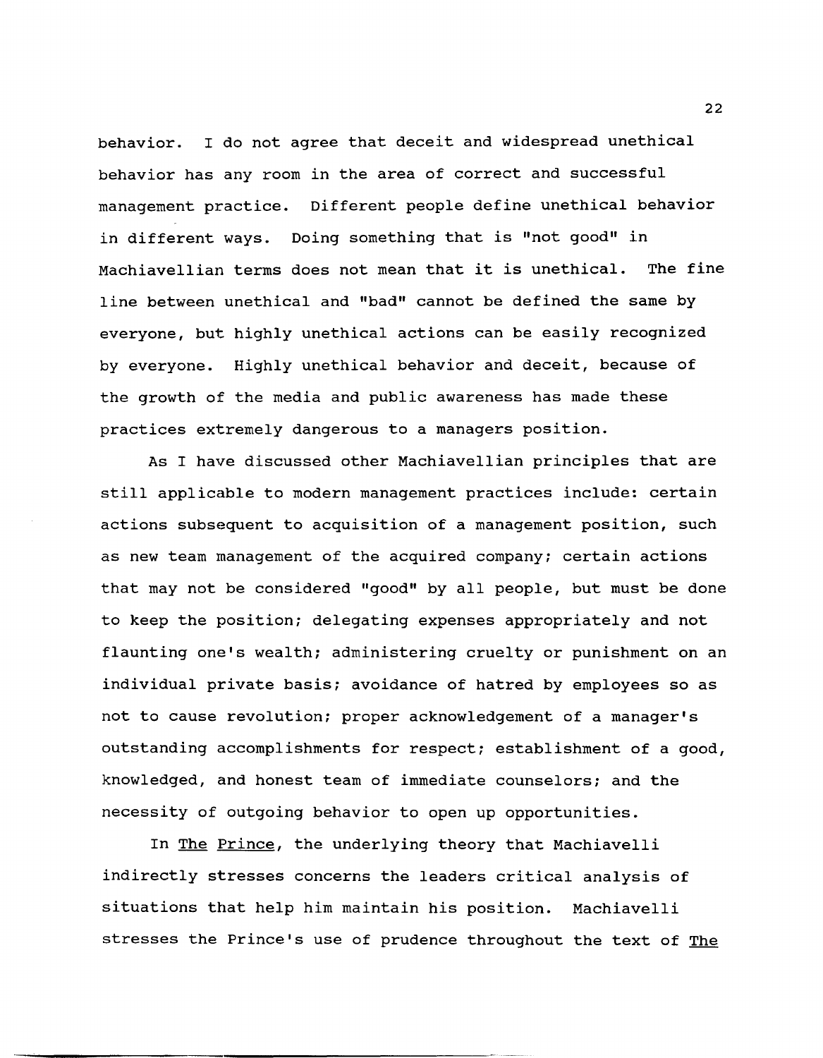behavior. I do not agree that deceit and widespread unethical behavior has any room in the area of correct and successful management practice. Different people define unethical behavior in different ways. Doing something that is "not good" in Machiavellian terms does not mean that it is unethical. The fine line between unethical and "bad" cannot be defined the same by everyone, but highly unethical actions can be easily recognized by everyone. Highly unethical behavior and deceit, because of the growth of the media and public awareness has made these practices extremely dangerous to a managers position.

As I have discussed other Machiavellian principles that are still applicable to modern management practices include: certain actions subsequent to acquisition of a management position, such as new team management of the acquired company; certain actions that may not be considered "good" by all people, but must be done to keep the position; delegating expenses appropriately and not flaunting one's wealth; administering cruelty or punishment on an individual private basis; avoidance of hatred by employees so as not to cause revolution; proper acknowledgement of a manager's outstanding accomplishments for respect; establishment of a good, knowledged, and honest team of immediate counselors; and the necessity of outgoing behavior to open up opportunities.

In _The Prince_, the underlying theory that Machiavelli indirectly stresses concerns the leaders critical analysis of situations that help him maintain his position. Machiavelli stresses the Prince's use of prudence throughout the text of _The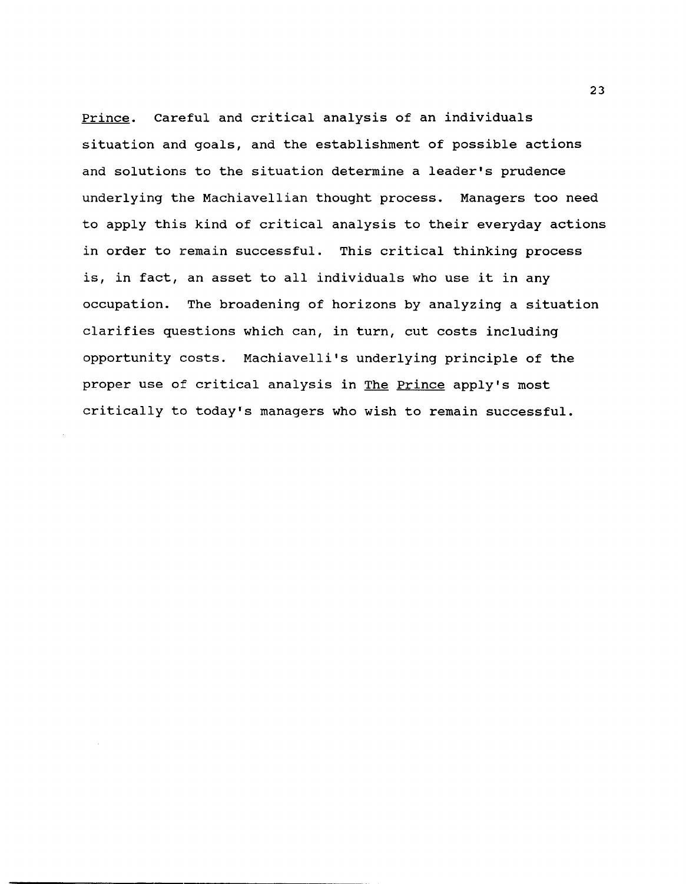_Prince_. Careful and critical analysis of an individuals situation and goals, and the establishment of possible actions and solutions to the situation determine a leader's prudence underlying the Machiavellian thought process. Managers too need to apply this kind of critical analysis to their everyday actions in order to remain successful. This critical thinking process is, in fact, an asset to all individuals who use it in any occupation. The broadening of horizons by analyzing a situation clarifies questions which can, in turn, cut costs including opportunity costs. Machiavelli's underlying principle of the proper use of critical analysis in _The Prince_ apply's most critically to today's managers who wish to remain successful.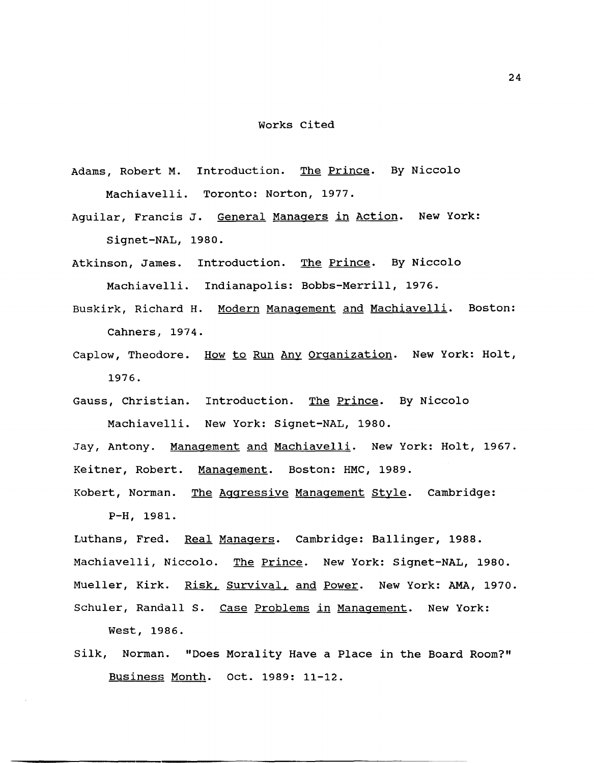# Works Cited

Adams, Robert M. Introduction. The Prince. By Niccolo Machiavelli. Toronto: Norton, 1977.

Aguilar, Francis J. General Managers in Action. New York: Signet-NAL, 1980.

Atkinson, James. Introduction. The Prince. By Niccolo Machiavelli. Indianapolis: Bobbs-Merrill, 1976.

Buskirk, Richard H. Modern Management and Machiavelli. Boston: Cahners, 1974.

Caplow, Theodore. How to Run Any Organization. New York: Holt, 1976.

Gauss, Christian. Introduction. The Prince. By Niccolo Machiavelli. New York: Signet-NAL, 1980.

Jay, Antony. Management and Machiavelli. New York: Holt, 1967.

Keitner, Robert. Management. Boston: HMC, 1989.

Kobert, Norman. The Aggressive Management Style. Cambridge: P-H, 1981.

Luthans, Fred. Real Managers. Cambridge: Ballinger, 1988.

Machiavelli, Niccolo. The Prince. New York: Signet-NAL, 1980.

Mueller, Kirk. Risk, Survival, and Power. New York: AMA, 1970.

Schuler, Randall S. Case Problems in Management. New York: West, 1986.

Silk, Norman. "Does Morality Have a Place in the Board Room?" Business Month. Oct. 1989: 11-12.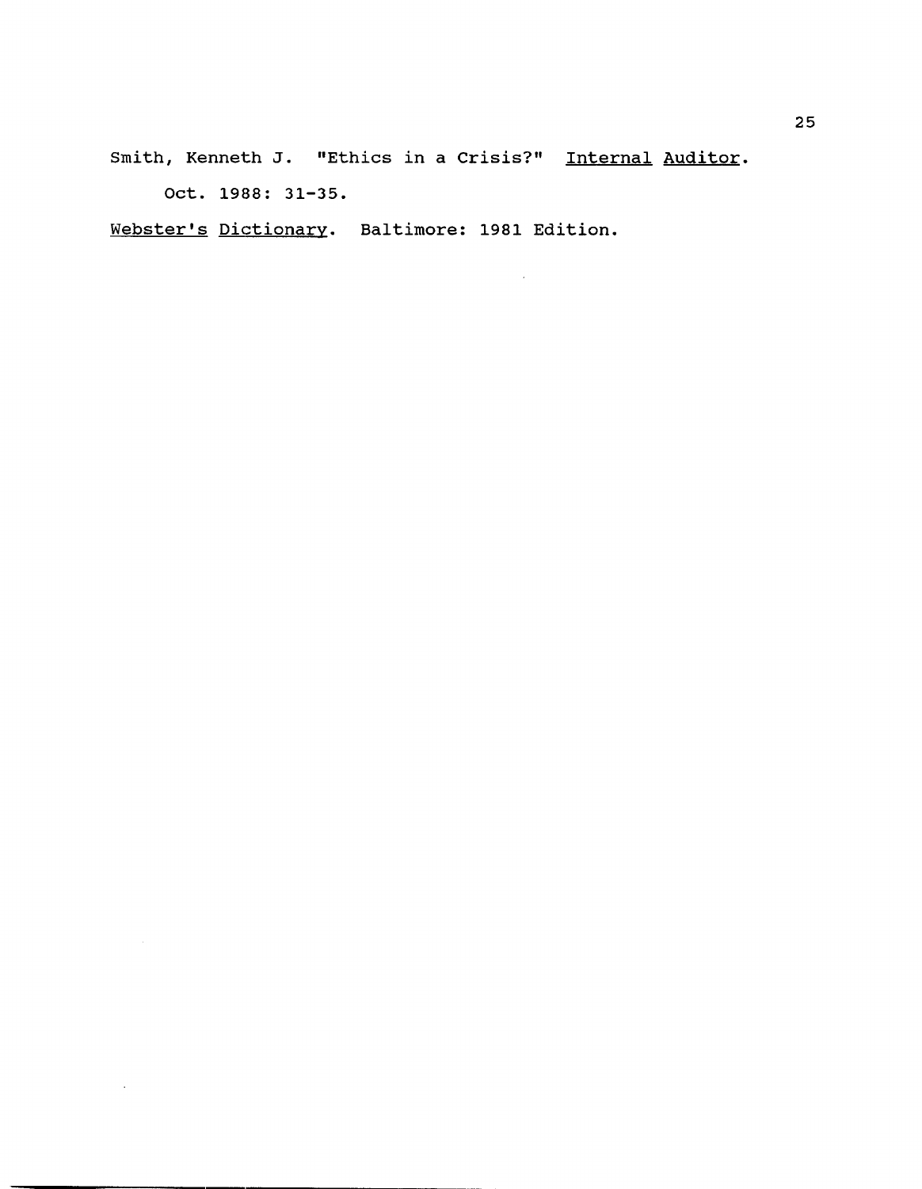Smith, Kenneth J. "Ethics in a Crisis?" Internal Auditor. Oct. 1988: 31-35.

Webster's Dictionary. Baltimore: 1981 Edition.